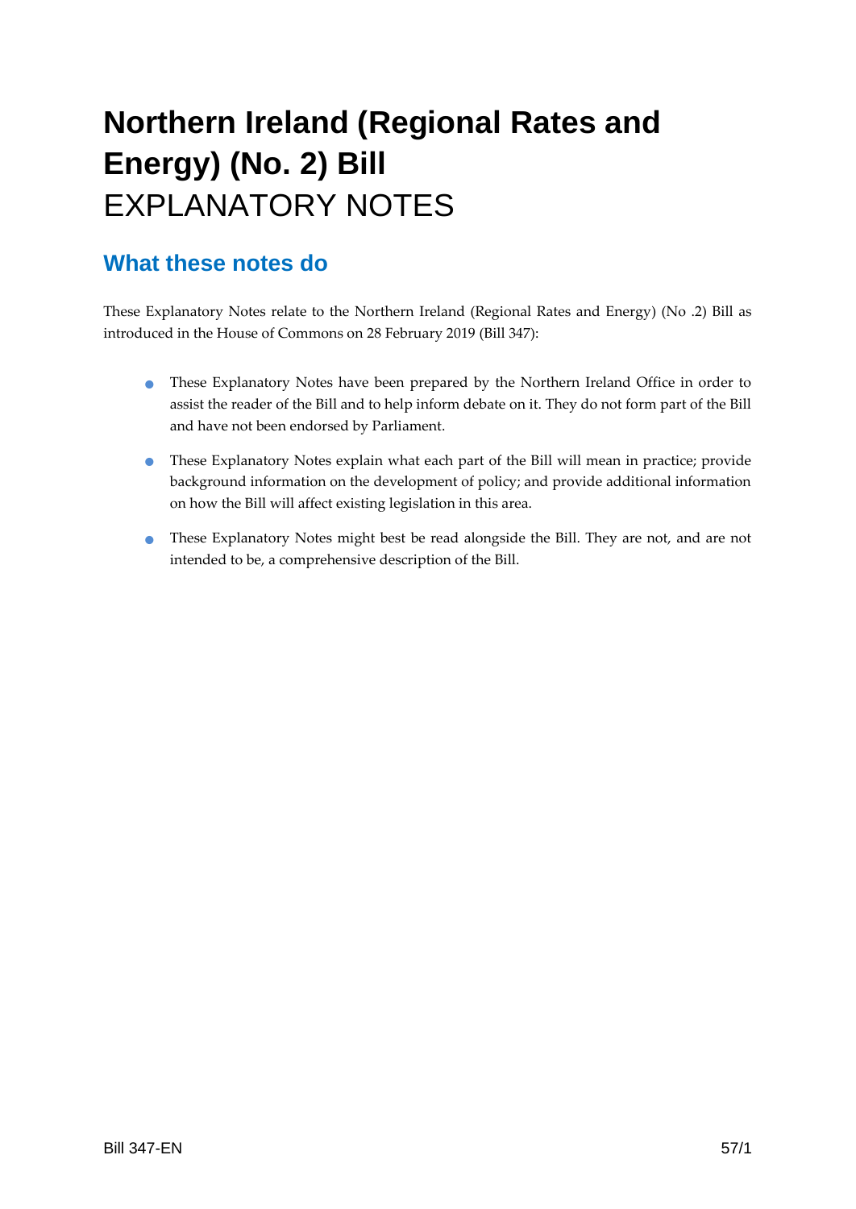# Northern Ireland (Regional Rates and Energy) (No. 2) Bill

EXPLANATORY NOTES

## What these notes do

These Explanatory Notes relate to the Northern Ireland (Regional Rates and Energy) (No .2) Bill as introduced in the House of Commons on 28 February 2019 (Bill 347):

- These Explanatory Notes have been prepared by the Northern Ireland Office in order to assist the reader of the Bill and to help inform debate on it. They do not form part of the Bill and have not been endorsed by Parliament.
- These Explanatory Notes explain what each part of the Bill will mean in practice; provide background information on the development of policy; and provide additional information on how the Bill will affect existing legislation in this area.
- These Explanatory Notes might best be read alongside the Bill. They are not, and are not intended to be, a comprehensive description of the Bill.

Bill 347-EN 57/1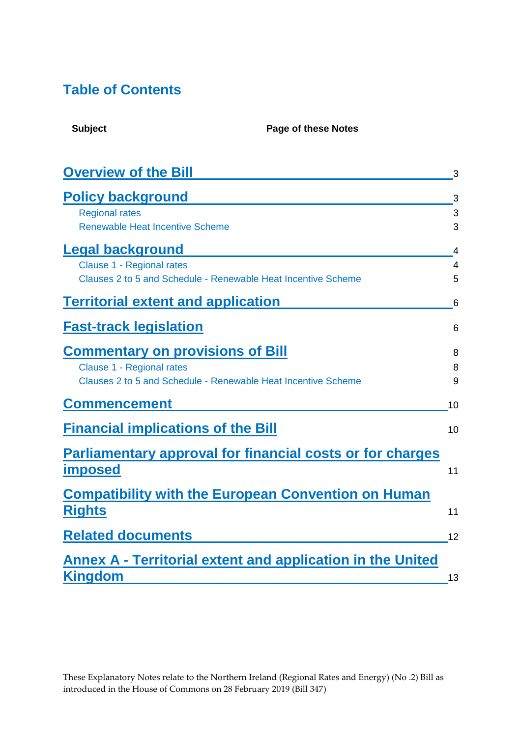# Table of Contents

| Subject | Page of these Notes |
| --- | --- |
| **Overview of the Bill** | 3 |
| **Policy background** | 3 |
| Regional rates | 3 |
| Renewable Heat Incentive Scheme | 3 |
| **Legal background** | 4 |
| Clause 1 - Regional rates | 4 |
| Clauses 2 to 5 and Schedule - Renewable Heat Incentive Scheme | 5 |
| **Territorial extent and application** | 6 |
| **Fast-track legislation** | 6 |
| **Commentary on provisions of Bill** | 8 |
| Clause 1 - Regional rates | 8 |
| Clauses 2 to 5 and Schedule - Renewable Heat Incentive Scheme | 9 |
| **Commencement** | 10 |
| **Financial implications of the Bill** | 10 |
| **Parliamentary approval for financial costs or for charges imposed** | 11 |
| **Compatibility with the European Convention on Human Rights** | 11 |
| **Related documents** | 12 |
| **Annex A - Territorial extent and application in the United Kingdom** | 13 |

These Explanatory Notes relate to the Northern Ireland (Regional Rates and Energy) (No .2) Bill as introduced in the House of Commons on 28 February 2019 (Bill 347)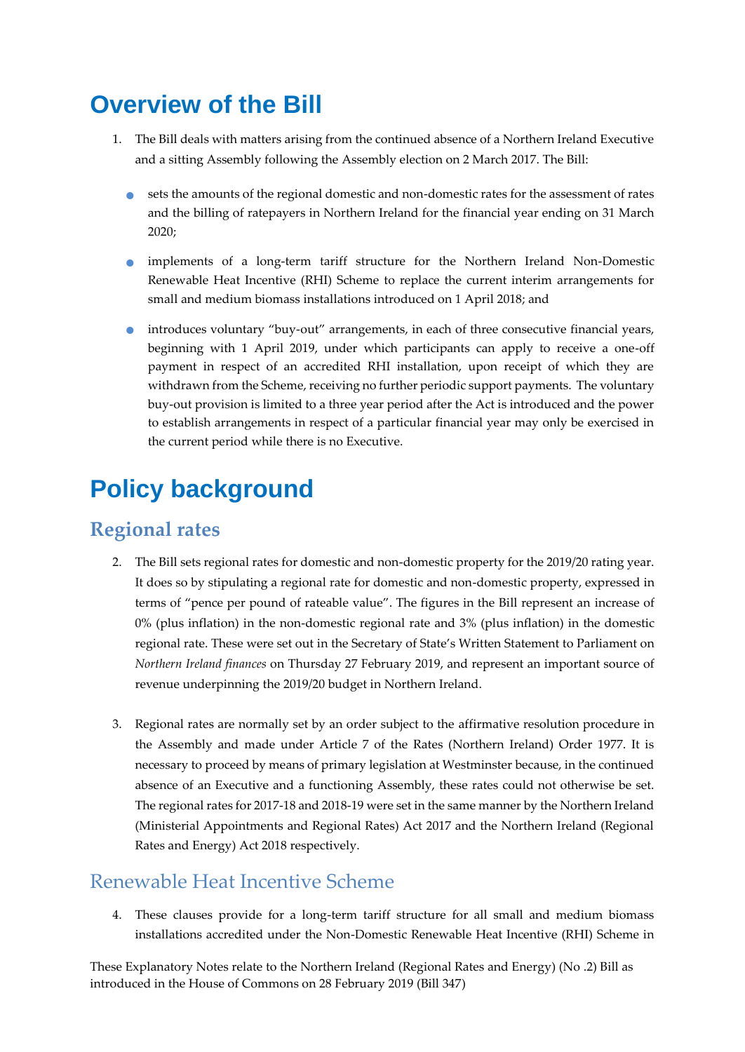# Overview of the Bill

1. The Bill deals with matters arising from the continued absence of a Northern Ireland Executive and a sitting Assembly following the Assembly election on 2 March 2017. The Bill:

   - sets the amounts of the regional domestic and non-domestic rates for the assessment of rates and the billing of ratepayers in Northern Ireland for the financial year ending on 31 March 2020;

   - implements of a long-term tariff structure for the Northern Ireland Non-Domestic Renewable Heat Incentive (RHI) Scheme to replace the current interim arrangements for small and medium biomass installations introduced on 1 April 2018; and

   - introduces voluntary "buy-out" arrangements, in each of three consecutive financial years, beginning with 1 April 2019, under which participants can apply to receive a one-off payment in respect of an accredited RHI installation, upon receipt of which they are withdrawn from the Scheme, receiving no further periodic support payments. The voluntary buy-out provision is limited to a three year period after the Act is introduced and the power to establish arrangements in respect of a particular financial year may only be exercised in the current period while there is no Executive.

# Policy background

## Regional rates

2. The Bill sets regional rates for domestic and non-domestic property for the 2019/20 rating year. It does so by stipulating a regional rate for domestic and non-domestic property, expressed in terms of "pence per pound of rateable value". The figures in the Bill represent an increase of 0% (plus inflation) in the non-domestic regional rate and 3% (plus inflation) in the domestic regional rate. These were set out in the Secretary of State's Written Statement to Parliament on *Northern Ireland finances* on Thursday 27 February 2019, and represent an important source of revenue underpinning the 2019/20 budget in Northern Ireland.

3. Regional rates are normally set by an order subject to the affirmative resolution procedure in the Assembly and made under Article 7 of the Rates (Northern Ireland) Order 1977. It is necessary to proceed by means of primary legislation at Westminster because, in the continued absence of an Executive and a functioning Assembly, these rates could not otherwise be set. The regional rates for 2017-18 and 2018-19 were set in the same manner by the Northern Ireland (Ministerial Appointments and Regional Rates) Act 2017 and the Northern Ireland (Regional Rates and Energy) Act 2018 respectively.

## Renewable Heat Incentive Scheme

4. These clauses provide for a long-term tariff structure for all small and medium biomass installations accredited under the Non-Domestic Renewable Heat Incentive (RHI) Scheme in

These Explanatory Notes relate to the Northern Ireland (Regional Rates and Energy) (No .2) Bill as introduced in the House of Commons on 28 February 2019 (Bill 347)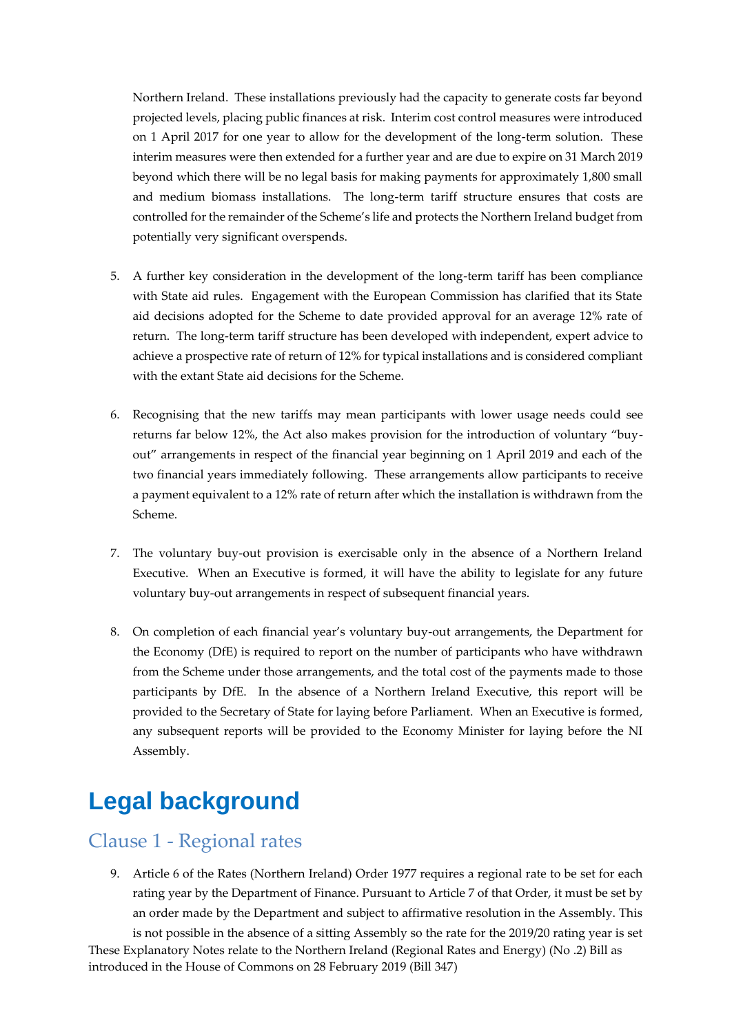Northern Ireland. These installations previously had the capacity to generate costs far beyond projected levels, placing public finances at risk. Interim cost control measures were introduced on 1 April 2017 for one year to allow for the development of the long-term solution. These interim measures were then extended for a further year and are due to expire on 31 March 2019 beyond which there will be no legal basis for making payments for approximately 1,800 small and medium biomass installations. The long-term tariff structure ensures that costs are controlled for the remainder of the Scheme's life and protects the Northern Ireland budget from potentially very significant overspends.

5. A further key consideration in the development of the long-term tariff has been compliance with State aid rules. Engagement with the European Commission has clarified that its State aid decisions adopted for the Scheme to date provided approval for an average 12% rate of return. The long-term tariff structure has been developed with independent, expert advice to achieve a prospective rate of return of 12% for typical installations and is considered compliant with the extant State aid decisions for the Scheme.

6. Recognising that the new tariffs may mean participants with lower usage needs could see returns far below 12%, the Act also makes provision for the introduction of voluntary "buy-out" arrangements in respect of the financial year beginning on 1 April 2019 and each of the two financial years immediately following. These arrangements allow participants to receive a payment equivalent to a 12% rate of return after which the installation is withdrawn from the Scheme.

7. The voluntary buy-out provision is exercisable only in the absence of a Northern Ireland Executive. When an Executive is formed, it will have the ability to legislate for any future voluntary buy-out arrangements in respect of subsequent financial years.

8. On completion of each financial year's voluntary buy-out arrangements, the Department for the Economy (DfE) is required to report on the number of participants who have withdrawn from the Scheme under those arrangements, and the total cost of the payments made to those participants by DfE. In the absence of a Northern Ireland Executive, this report will be provided to the Secretary of State for laying before Parliament. When an Executive is formed, any subsequent reports will be provided to the Economy Minister for laying before the NI Assembly.

# Legal background

## Clause 1 - Regional rates

9. Article 6 of the Rates (Northern Ireland) Order 1977 requires a regional rate to be set for each rating year by the Department of Finance. Pursuant to Article 7 of that Order, it must be set by an order made by the Department and subject to affirmative resolution in the Assembly. This is not possible in the absence of a sitting Assembly so the rate for the 2019/20 rating year is set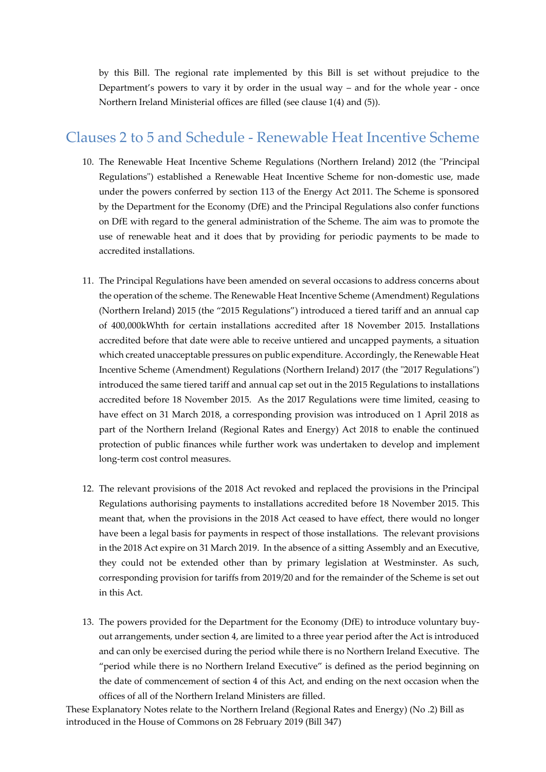by this Bill. The regional rate implemented by this Bill is set without prejudice to the Department's powers to vary it by order in the usual way – and for the whole year - once Northern Ireland Ministerial offices are filled (see clause 1(4) and (5)).

## Clauses 2 to 5 and Schedule - Renewable Heat Incentive Scheme

10. The Renewable Heat Incentive Scheme Regulations (Northern Ireland) 2012 (the "Principal Regulations") established a Renewable Heat Incentive Scheme for non-domestic use, made under the powers conferred by section 113 of the Energy Act 2011. The Scheme is sponsored by the Department for the Economy (DfE) and the Principal Regulations also confer functions on DfE with regard to the general administration of the Scheme. The aim was to promote the use of renewable heat and it does that by providing for periodic payments to be made to accredited installations.

11. The Principal Regulations have been amended on several occasions to address concerns about the operation of the scheme. The Renewable Heat Incentive Scheme (Amendment) Regulations (Northern Ireland) 2015 (the "2015 Regulations") introduced a tiered tariff and an annual cap of 400,000kWhth for certain installations accredited after 18 November 2015. Installations accredited before that date were able to receive untiered and uncapped payments, a situation which created unacceptable pressures on public expenditure. Accordingly, the Renewable Heat Incentive Scheme (Amendment) Regulations (Northern Ireland) 2017 (the "2017 Regulations") introduced the same tiered tariff and annual cap set out in the 2015 Regulations to installations accredited before 18 November 2015. As the 2017 Regulations were time limited, ceasing to have effect on 31 March 2018, a corresponding provision was introduced on 1 April 2018 as part of the Northern Ireland (Regional Rates and Energy) Act 2018 to enable the continued protection of public finances while further work was undertaken to develop and implement long-term cost control measures.

12. The relevant provisions of the 2018 Act revoked and replaced the provisions in the Principal Regulations authorising payments to installations accredited before 18 November 2015. This meant that, when the provisions in the 2018 Act ceased to have effect, there would no longer have been a legal basis for payments in respect of those installations. The relevant provisions in the 2018 Act expire on 31 March 2019. In the absence of a sitting Assembly and an Executive, they could not be extended other than by primary legislation at Westminster. As such, corresponding provision for tariffs from 2019/20 and for the remainder of the Scheme is set out in this Act.

13. The powers provided for the Department for the Economy (DfE) to introduce voluntary buy-out arrangements, under section 4, are limited to a three year period after the Act is introduced and can only be exercised during the period while there is no Northern Ireland Executive. The "period while there is no Northern Ireland Executive" is defined as the period beginning on the date of commencement of section 4 of this Act, and ending on the next occasion when the offices of all of the Northern Ireland Ministers are filled.

These Explanatory Notes relate to the Northern Ireland (Regional Rates and Energy) (No .2) Bill as introduced in the House of Commons on 28 February 2019 (Bill 347)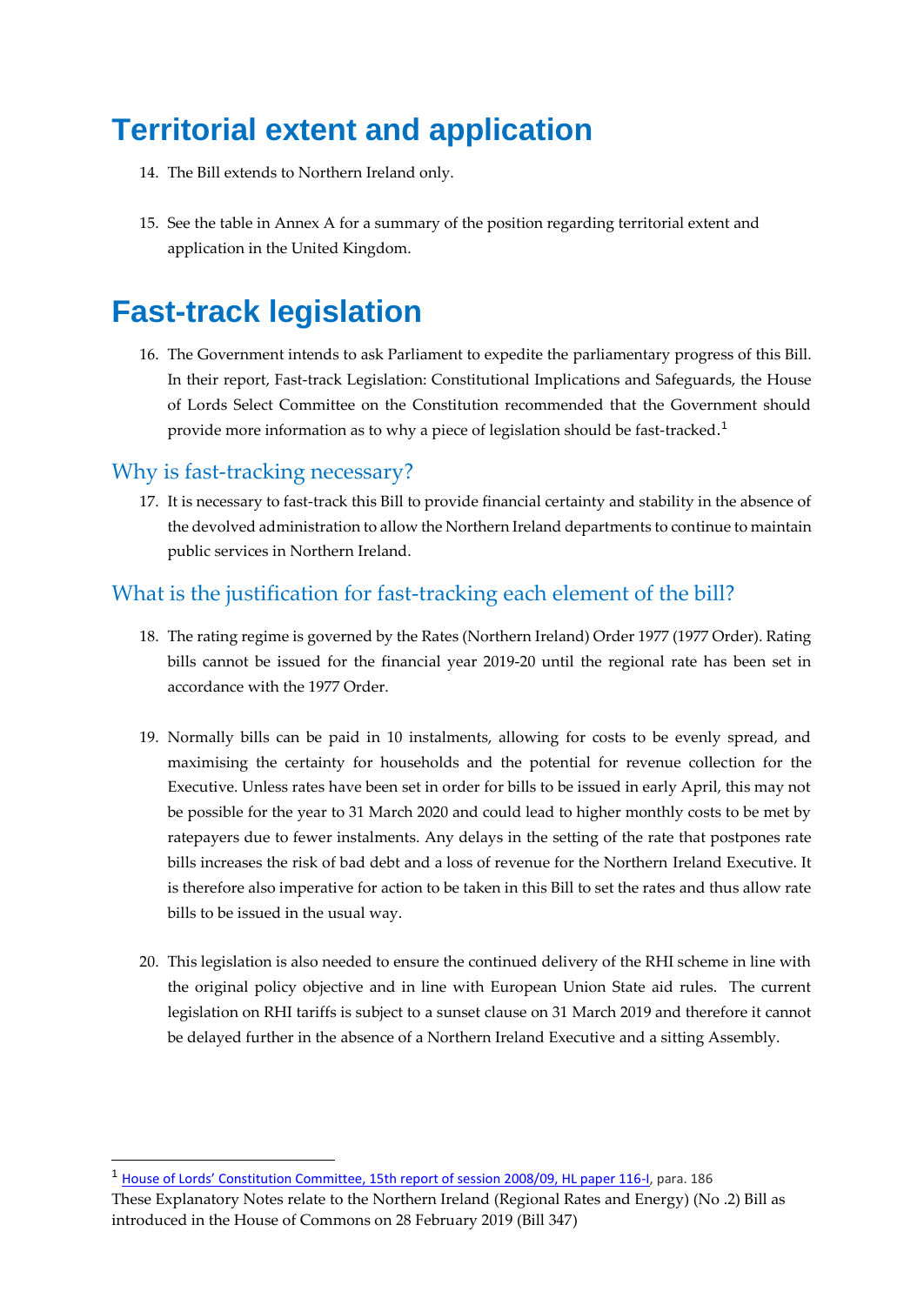# Territorial extent and application

14. The Bill extends to Northern Ireland only.

15. See the table in Annex A for a summary of the position regarding territorial extent and application in the United Kingdom.

# Fast-track legislation

16. The Government intends to ask Parliament to expedite the parliamentary progress of this Bill. In their report, Fast-track Legislation: Constitutional Implications and Safeguards, the House of Lords Select Committee on the Constitution recommended that the Government should provide more information as to why a piece of legislation should be fast-tracked.[1]

## Why is fast-tracking necessary?

17. It is necessary to fast-track this Bill to provide financial certainty and stability in the absence of the devolved administration to allow the Northern Ireland departments to continue to maintain public services in Northern Ireland.

## What is the justification for fast-tracking each element of the bill?

18. The rating regime is governed by the Rates (Northern Ireland) Order 1977 (1977 Order). Rating bills cannot be issued for the financial year 2019-20 until the regional rate has been set in accordance with the 1977 Order.

19. Normally bills can be paid in 10 instalments, allowing for costs to be evenly spread, and maximising the certainty for households and the potential for revenue collection for the Executive. Unless rates have been set in order for bills to be issued in early April, this may not be possible for the year to 31 March 2020 and could lead to higher monthly costs to be met by ratepayers due to fewer instalments. Any delays in the setting of the rate that postpones rate bills increases the risk of bad debt and a loss of revenue for the Northern Ireland Executive. It is therefore also imperative for action to be taken in this Bill to set the rates and thus allow rate bills to be issued in the usual way.

20. This legislation is also needed to ensure the continued delivery of the RHI scheme in line with the original policy objective and in line with European Union State aid rules. The current legislation on RHI tariffs is subject to a sunset clause on 31 March 2019 and therefore it cannot be delayed further in the absence of a Northern Ireland Executive and a sitting Assembly.

[1] House of Lords' Constitution Committee, 15th report of session 2008/09, HL paper 116-I, para. 186

These Explanatory Notes relate to the Northern Ireland (Regional Rates and Energy) (No .2) Bill as introduced in the House of Commons on 28 February 2019 (Bill 347)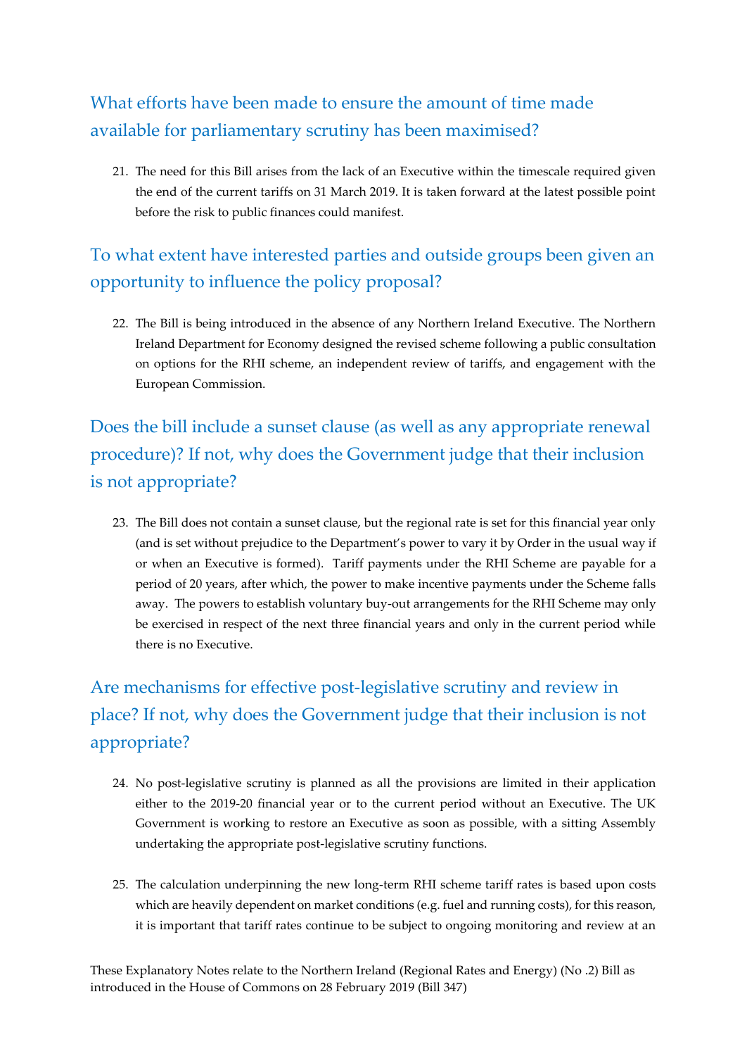## What efforts have been made to ensure the amount of time made available for parliamentary scrutiny has been maximised?

21. The need for this Bill arises from the lack of an Executive within the timescale required given the end of the current tariffs on 31 March 2019. It is taken forward at the latest possible point before the risk to public finances could manifest.

## To what extent have interested parties and outside groups been given an opportunity to influence the policy proposal?

22. The Bill is being introduced in the absence of any Northern Ireland Executive. The Northern Ireland Department for Economy designed the revised scheme following a public consultation on options for the RHI scheme, an independent review of tariffs, and engagement with the European Commission.

## Does the bill include a sunset clause (as well as any appropriate renewal procedure)? If not, why does the Government judge that their inclusion is not appropriate?

23. The Bill does not contain a sunset clause, but the regional rate is set for this financial year only (and is set without prejudice to the Department's power to vary it by Order in the usual way if or when an Executive is formed). Tariff payments under the RHI Scheme are payable for a period of 20 years, after which, the power to make incentive payments under the Scheme falls away. The powers to establish voluntary buy-out arrangements for the RHI Scheme may only be exercised in respect of the next three financial years and only in the current period while there is no Executive.

## Are mechanisms for effective post-legislative scrutiny and review in place? If not, why does the Government judge that their inclusion is not appropriate?

24. No post-legislative scrutiny is planned as all the provisions are limited in their application either to the 2019-20 financial year or to the current period without an Executive. The UK Government is working to restore an Executive as soon as possible, with a sitting Assembly undertaking the appropriate post-legislative scrutiny functions.

25. The calculation underpinning the new long-term RHI scheme tariff rates is based upon costs which are heavily dependent on market conditions (e.g. fuel and running costs), for this reason, it is important that tariff rates continue to be subject to ongoing monitoring and review at an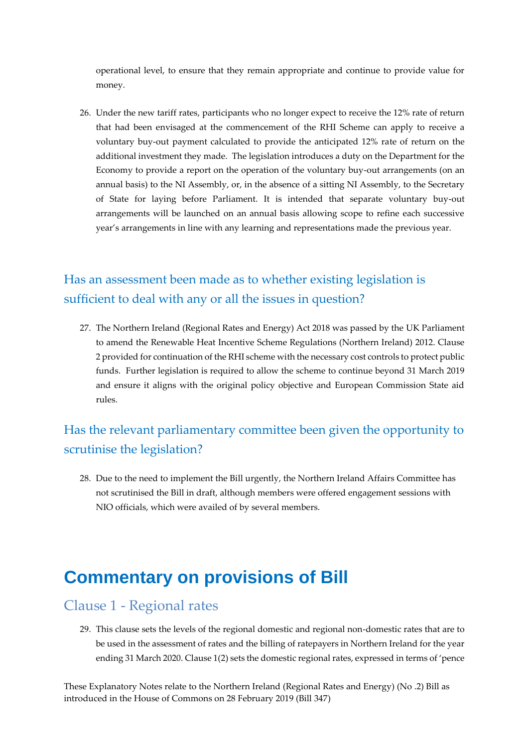operational level, to ensure that they remain appropriate and continue to provide value for money.

26. Under the new tariff rates, participants who no longer expect to receive the 12% rate of return that had been envisaged at the commencement of the RHI Scheme can apply to receive a voluntary buy-out payment calculated to provide the anticipated 12% rate of return on the additional investment they made. The legislation introduces a duty on the Department for the Economy to provide a report on the operation of the voluntary buy-out arrangements (on an annual basis) to the NI Assembly, or, in the absence of a sitting NI Assembly, to the Secretary of State for laying before Parliament. It is intended that separate voluntary buy-out arrangements will be launched on an annual basis allowing scope to refine each successive year's arrangements in line with any learning and representations made the previous year.

## Has an assessment been made as to whether existing legislation is sufficient to deal with any or all the issues in question?

27. The Northern Ireland (Regional Rates and Energy) Act 2018 was passed by the UK Parliament to amend the Renewable Heat Incentive Scheme Regulations (Northern Ireland) 2012. Clause 2 provided for continuation of the RHI scheme with the necessary cost controls to protect public funds. Further legislation is required to allow the scheme to continue beyond 31 March 2019 and ensure it aligns with the original policy objective and European Commission State aid rules.

## Has the relevant parliamentary committee been given the opportunity to scrutinise the legislation?

28. Due to the need to implement the Bill urgently, the Northern Ireland Affairs Committee has not scrutinised the Bill in draft, although members were offered engagement sessions with NIO officials, which were availed of by several members.

# Commentary on provisions of Bill

## Clause 1 - Regional rates

29. This clause sets the levels of the regional domestic and regional non-domestic rates that are to be used in the assessment of rates and the billing of ratepayers in Northern Ireland for the year ending 31 March 2020. Clause 1(2) sets the domestic regional rates, expressed in terms of 'pence

These Explanatory Notes relate to the Northern Ireland (Regional Rates and Energy) (No .2) Bill as introduced in the House of Commons on 28 February 2019 (Bill 347)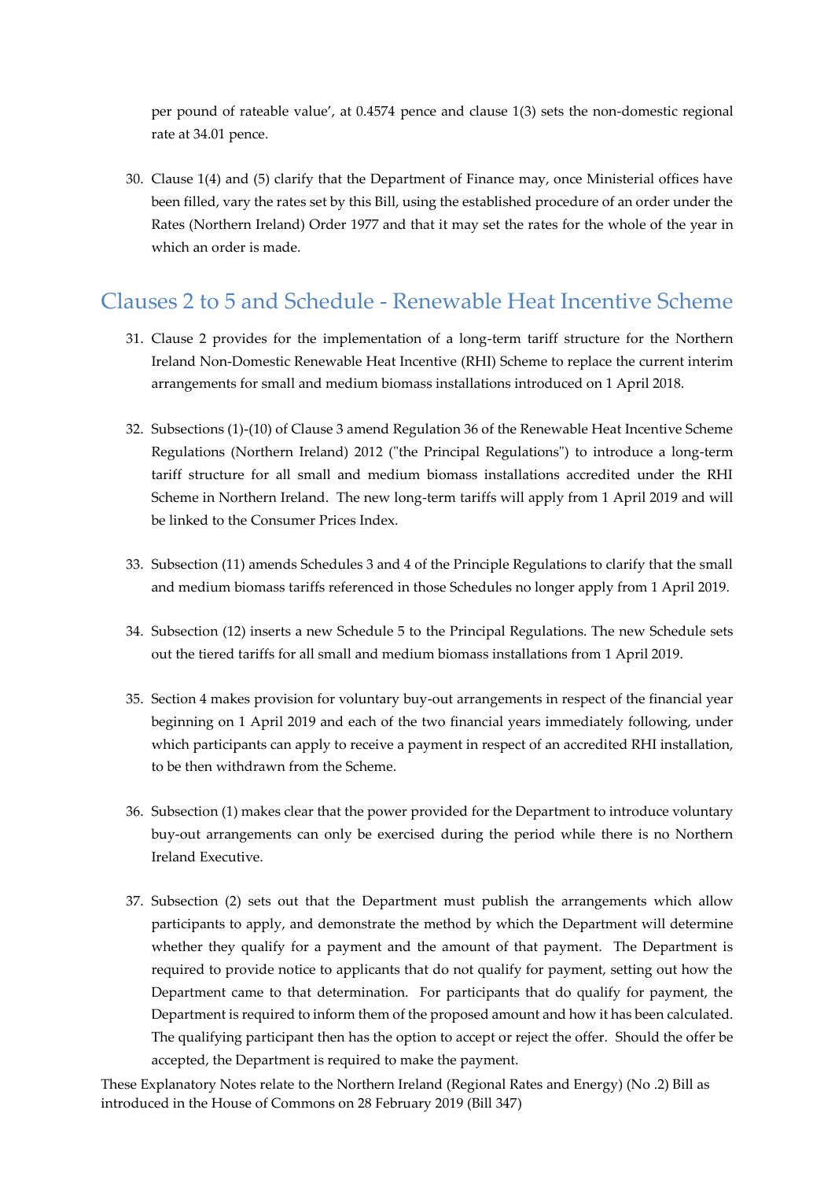per pound of rateable value', at 0.4574 pence and clause 1(3) sets the non-domestic regional rate at 34.01 pence.

30. Clause 1(4) and (5) clarify that the Department of Finance may, once Ministerial offices have been filled, vary the rates set by this Bill, using the established procedure of an order under the Rates (Northern Ireland) Order 1977 and that it may set the rates for the whole of the year in which an order is made.

## Clauses 2 to 5 and Schedule - Renewable Heat Incentive Scheme

31. Clause 2 provides for the implementation of a long-term tariff structure for the Northern Ireland Non-Domestic Renewable Heat Incentive (RHI) Scheme to replace the current interim arrangements for small and medium biomass installations introduced on 1 April 2018.

32. Subsections (1)-(10) of Clause 3 amend Regulation 36 of the Renewable Heat Incentive Scheme Regulations (Northern Ireland) 2012 ("the Principal Regulations") to introduce a long-term tariff structure for all small and medium biomass installations accredited under the RHI Scheme in Northern Ireland. The new long-term tariffs will apply from 1 April 2019 and will be linked to the Consumer Prices Index.

33. Subsection (11) amends Schedules 3 and 4 of the Principle Regulations to clarify that the small and medium biomass tariffs referenced in those Schedules no longer apply from 1 April 2019.

34. Subsection (12) inserts a new Schedule 5 to the Principal Regulations. The new Schedule sets out the tiered tariffs for all small and medium biomass installations from 1 April 2019.

35. Section 4 makes provision for voluntary buy-out arrangements in respect of the financial year beginning on 1 April 2019 and each of the two financial years immediately following, under which participants can apply to receive a payment in respect of an accredited RHI installation, to be then withdrawn from the Scheme.

36. Subsection (1) makes clear that the power provided for the Department to introduce voluntary buy-out arrangements can only be exercised during the period while there is no Northern Ireland Executive.

37. Subsection (2) sets out that the Department must publish the arrangements which allow participants to apply, and demonstrate the method by which the Department will determine whether they qualify for a payment and the amount of that payment. The Department is required to provide notice to applicants that do not qualify for payment, setting out how the Department came to that determination. For participants that do qualify for payment, the Department is required to inform them of the proposed amount and how it has been calculated. The qualifying participant then has the option to accept or reject the offer. Should the offer be accepted, the Department is required to make the payment.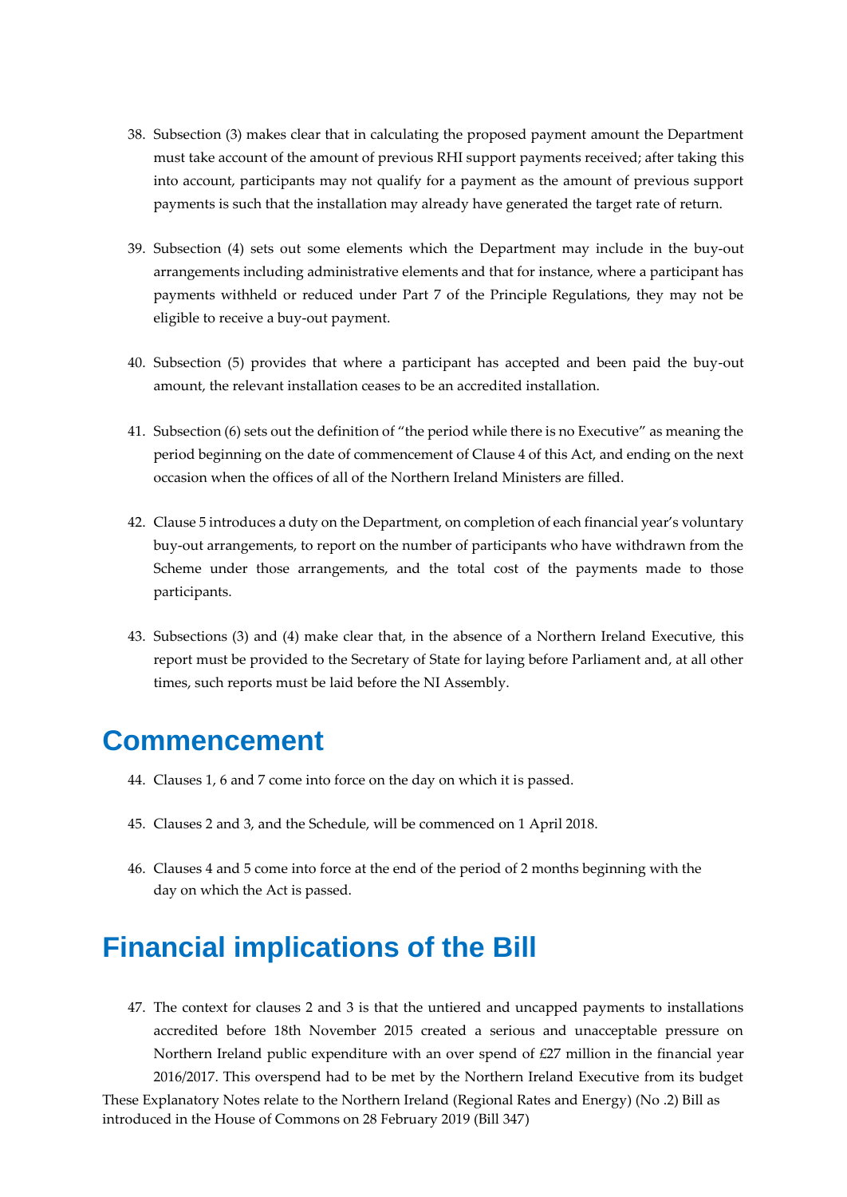38. Subsection (3) makes clear that in calculating the proposed payment amount the Department must take account of the amount of previous RHI support payments received; after taking this into account, participants may not qualify for a payment as the amount of previous support payments is such that the installation may already have generated the target rate of return.

39. Subsection (4) sets out some elements which the Department may include in the buy-out arrangements including administrative elements and that for instance, where a participant has payments withheld or reduced under Part 7 of the Principle Regulations, they may not be eligible to receive a buy-out payment.

40. Subsection (5) provides that where a participant has accepted and been paid the buy-out amount, the relevant installation ceases to be an accredited installation.

41. Subsection (6) sets out the definition of "the period while there is no Executive" as meaning the period beginning on the date of commencement of Clause 4 of this Act, and ending on the next occasion when the offices of all of the Northern Ireland Ministers are filled.

42. Clause 5 introduces a duty on the Department, on completion of each financial year's voluntary buy-out arrangements, to report on the number of participants who have withdrawn from the Scheme under those arrangements, and the total cost of the payments made to those participants.

43. Subsections (3) and (4) make clear that, in the absence of a Northern Ireland Executive, this report must be provided to the Secretary of State for laying before Parliament and, at all other times, such reports must be laid before the NI Assembly.

# Commencement

44. Clauses 1, 6 and 7 come into force on the day on which it is passed.

45. Clauses 2 and 3, and the Schedule, will be commenced on 1 April 2018.

46. Clauses 4 and 5 come into force at the end of the period of 2 months beginning with the day on which the Act is passed.

# Financial implications of the Bill

47. The context for clauses 2 and 3 is that the untiered and uncapped payments to installations accredited before 18th November 2015 created a serious and unacceptable pressure on Northern Ireland public expenditure with an over spend of £27 million in the financial year 2016/2017. This overspend had to be met by the Northern Ireland Executive from its budget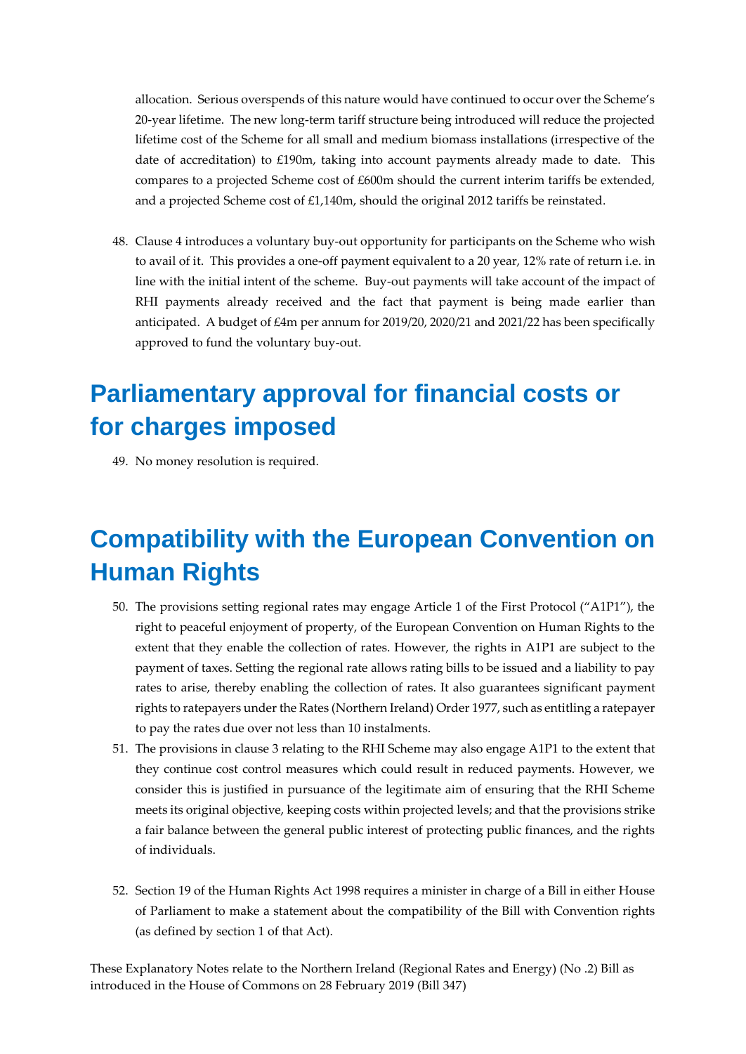allocation. Serious overspends of this nature would have continued to occur over the Scheme's 20-year lifetime. The new long-term tariff structure being introduced will reduce the projected lifetime cost of the Scheme for all small and medium biomass installations (irrespective of the date of accreditation) to £190m, taking into account payments already made to date. This compares to a projected Scheme cost of £600m should the current interim tariffs be extended, and a projected Scheme cost of £1,140m, should the original 2012 tariffs be reinstated.

48. Clause 4 introduces a voluntary buy-out opportunity for participants on the Scheme who wish to avail of it. This provides a one-off payment equivalent to a 20 year, 12% rate of return i.e. in line with the initial intent of the scheme. Buy-out payments will take account of the impact of RHI payments already received and the fact that payment is being made earlier than anticipated. A budget of £4m per annum for 2019/20, 2020/21 and 2021/22 has been specifically approved to fund the voluntary buy-out.

# Parliamentary approval for financial costs or for charges imposed

49. No money resolution is required.

# Compatibility with the European Convention on Human Rights

50. The provisions setting regional rates may engage Article 1 of the First Protocol ("A1P1"), the right to peaceful enjoyment of property, of the European Convention on Human Rights to the extent that they enable the collection of rates. However, the rights in A1P1 are subject to the payment of taxes. Setting the regional rate allows rating bills to be issued and a liability to pay rates to arise, thereby enabling the collection of rates. It also guarantees significant payment rights to ratepayers under the Rates (Northern Ireland) Order 1977, such as entitling a ratepayer to pay the rates due over not less than 10 instalments.

51. The provisions in clause 3 relating to the RHI Scheme may also engage A1P1 to the extent that they continue cost control measures which could result in reduced payments. However, we consider this is justified in pursuance of the legitimate aim of ensuring that the RHI Scheme meets its original objective, keeping costs within projected levels; and that the provisions strike a fair balance between the general public interest of protecting public finances, and the rights of individuals.

52. Section 19 of the Human Rights Act 1998 requires a minister in charge of a Bill in either House of Parliament to make a statement about the compatibility of the Bill with Convention rights (as defined by section 1 of that Act).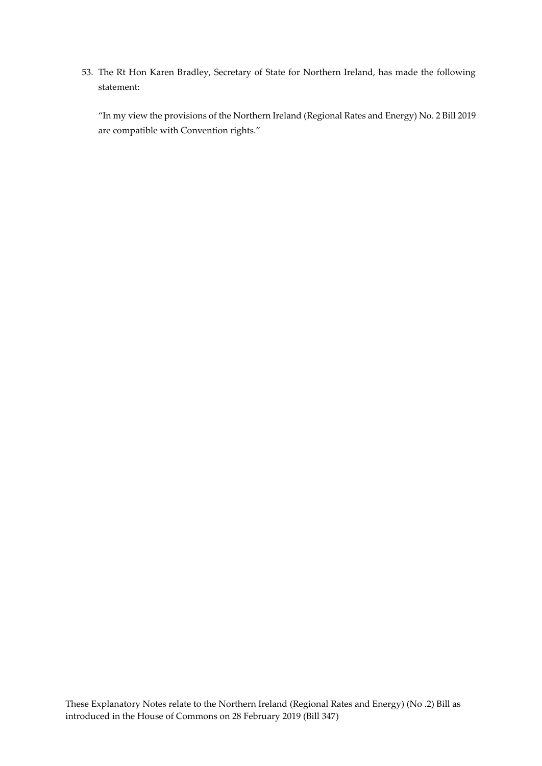53. The Rt Hon Karen Bradley, Secretary of State for Northern Ireland, has made the following statement:

 "In my view the provisions of the Northern Ireland (Regional Rates and Energy) No. 2 Bill 2019 are compatible with Convention rights."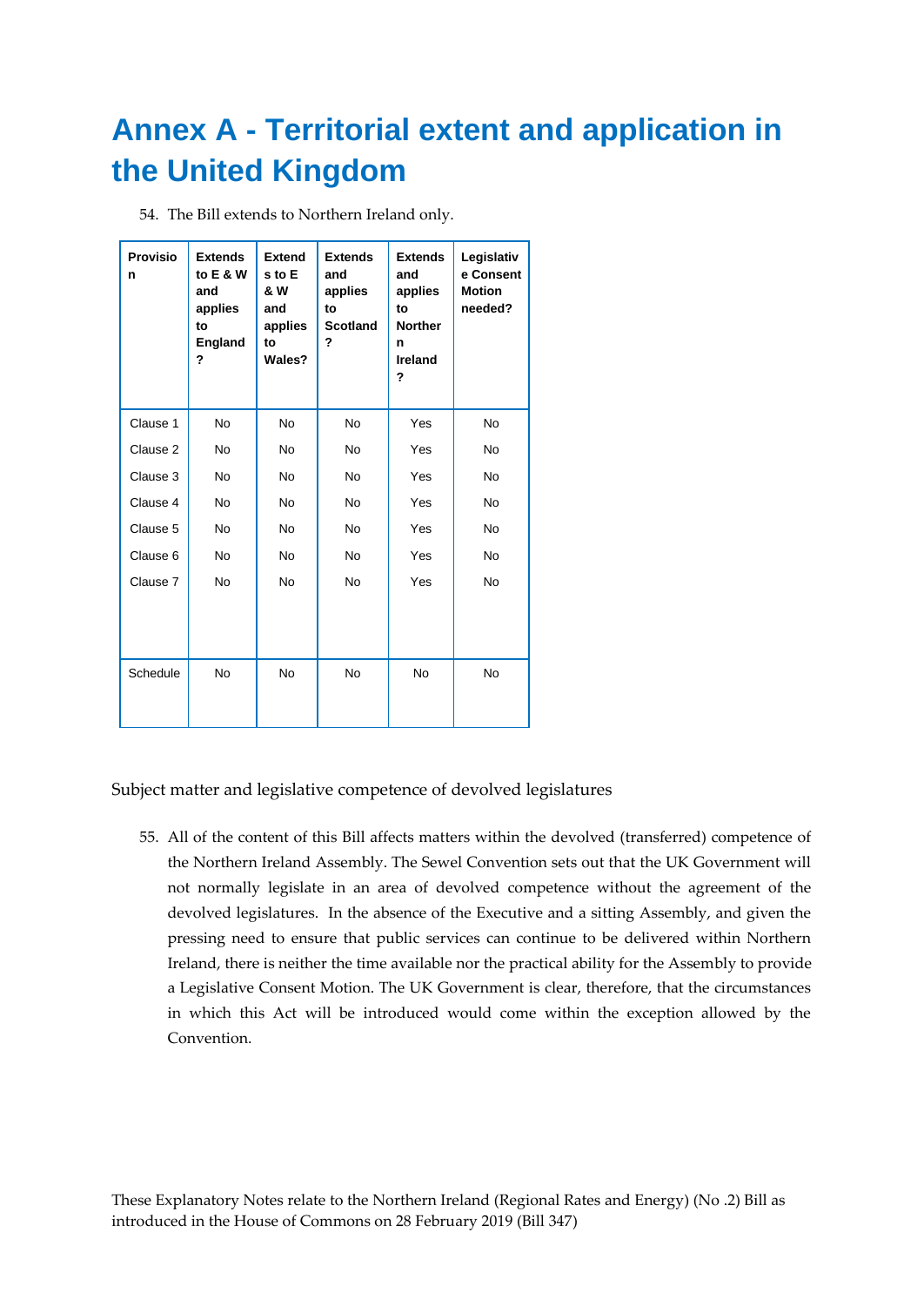# Annex A - Territorial extent and application in the United Kingdom

54. The Bill extends to Northern Ireland only.

| Provision | Extends to E & W and applies to England? | Extends to E & W and applies to Wales? | Extends and applies to Scotland? | Extends and applies to Northern Ireland? | Legislative Consent Motion needed? |
|---|---|---|---|---|---|
| Clause 1 | No | No | No | Yes | No |
| Clause 2 | No | No | No | Yes | No |
| Clause 3 | No | No | No | Yes | No |
| Clause 4 | No | No | No | Yes | No |
| Clause 5 | No | No | No | Yes | No |
| Clause 6 | No | No | No | Yes | No |
| Clause 7 | No | No | No | Yes | No |
| Schedule | No | No | No | No | No |

Subject matter and legislative competence of devolved legislatures

55. All of the content of this Bill affects matters within the devolved (transferred) competence of the Northern Ireland Assembly. The Sewel Convention sets out that the UK Government will not normally legislate in an area of devolved competence without the agreement of the devolved legislatures. In the absence of the Executive and a sitting Assembly, and given the pressing need to ensure that public services can continue to be delivered within Northern Ireland, there is neither the time available nor the practical ability for the Assembly to provide a Legislative Consent Motion. The UK Government is clear, therefore, that the circumstances in which this Act will be introduced would come within the exception allowed by the Convention.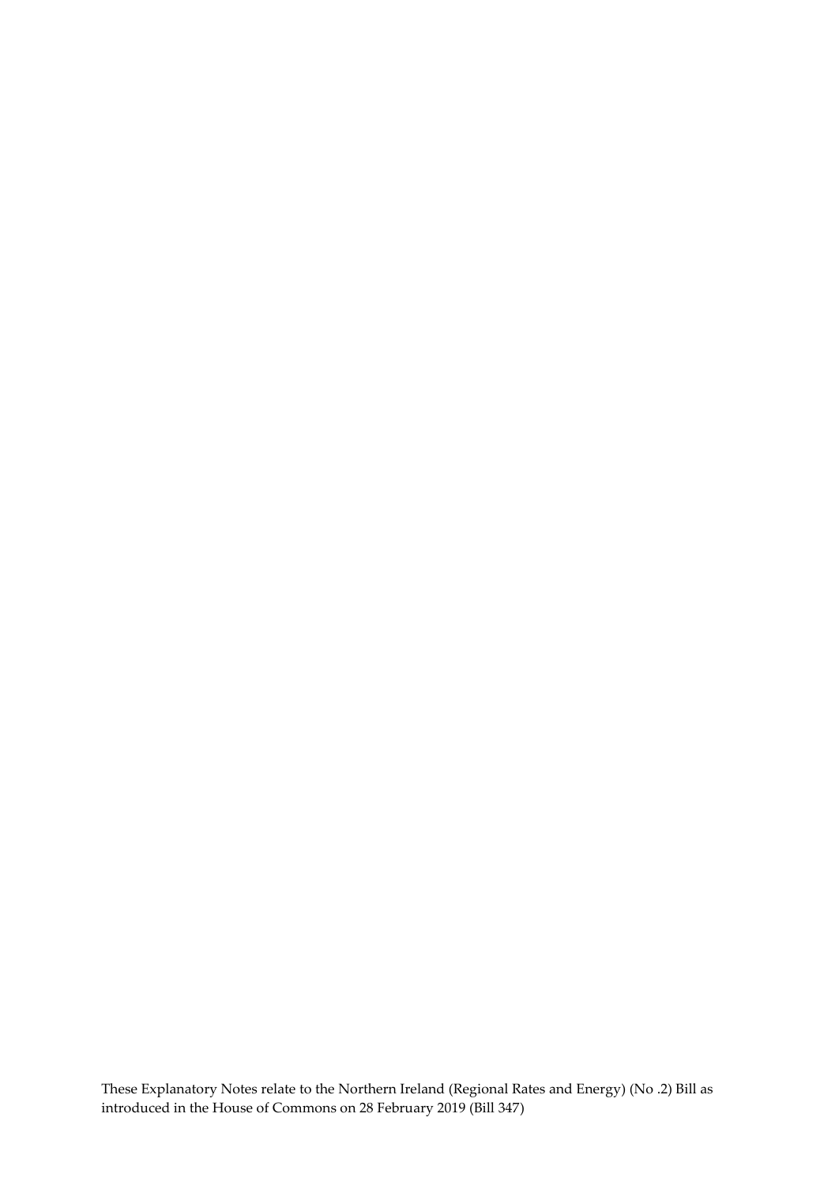These Explanatory Notes relate to the Northern Ireland (Regional Rates and Energy) (No .2) Bill as introduced in the House of Commons on 28 February 2019 (Bill 347)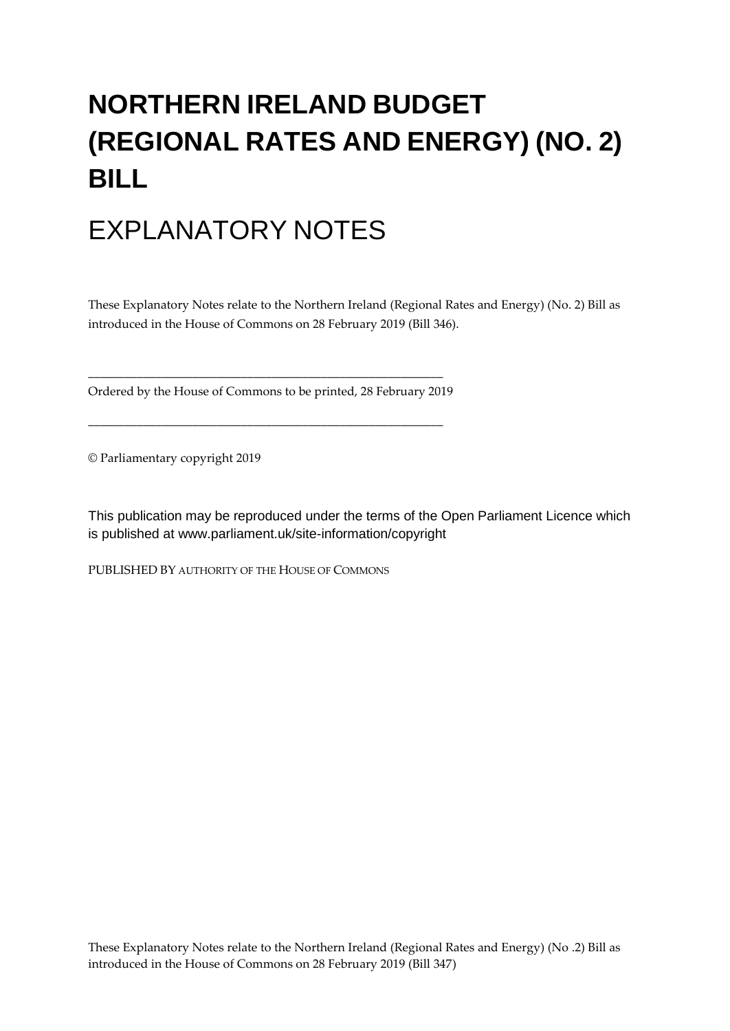# NORTHERN IRELAND BUDGET (REGIONAL RATES AND ENERGY) (NO. 2) BILL

# EXPLANATORY NOTES

These Explanatory Notes relate to the Northern Ireland (Regional Rates and Energy) (No. 2) Bill as introduced in the House of Commons on 28 February 2019 (Bill 346).

---

Ordered by the House of Commons to be printed, 28 February 2019

---

© Parliamentary copyright 2019

This publication may be reproduced under the terms of the Open Parliament Licence which is published at www.parliament.uk/site-information/copyright

PUBLISHED BY AUTHORITY OF THE HOUSE OF COMMONS

These Explanatory Notes relate to the Northern Ireland (Regional Rates and Energy) (No .2) Bill as introduced in the House of Commons on 28 February 2019 (Bill 347)